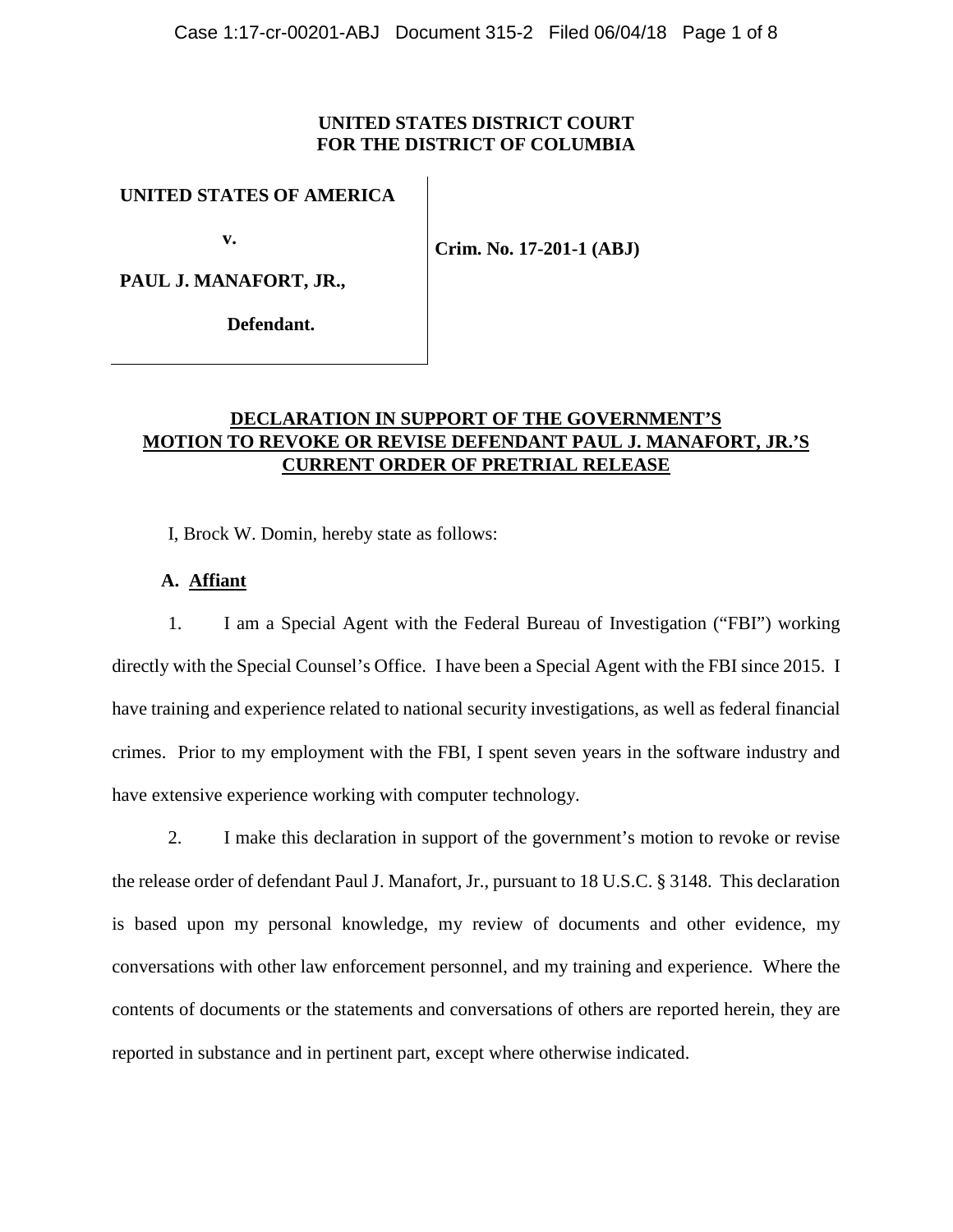**UNITED STATES DISTRICT COURT**
**FOR THE DISTRICT OF COLUMBIA**

| | |
|---|---|
| **UNITED STATES OF AMERICA**<br><br>**v.**<br><br>**PAUL J. MANAFORT, JR.,**<br><br>**Defendant.** | **Crim. No. 17-201-1 (ABJ)** |

**DECLARATION IN SUPPORT OF THE GOVERNMENT'S MOTION TO REVOKE OR REVISE DEFENDANT PAUL J. MANAFORT, JR.'S CURRENT ORDER OF PRETRIAL RELEASE**

I, Brock W. Domin, hereby state as follows:

**A. Affiant**

1. I am a Special Agent with the Federal Bureau of Investigation ("FBI") working directly with the Special Counsel's Office. I have been a Special Agent with the FBI since 2015. I have training and experience related to national security investigations, as well as federal financial crimes. Prior to my employment with the FBI, I spent seven years in the software industry and have extensive experience working with computer technology.

2. I make this declaration in support of the government's motion to revoke or revise the release order of defendant Paul J. Manafort, Jr., pursuant to 18 U.S.C. § 3148. This declaration is based upon my personal knowledge, my review of documents and other evidence, my conversations with other law enforcement personnel, and my training and experience. Where the contents of documents or the statements and conversations of others are reported herein, they are reported in substance and in pertinent part, except where otherwise indicated.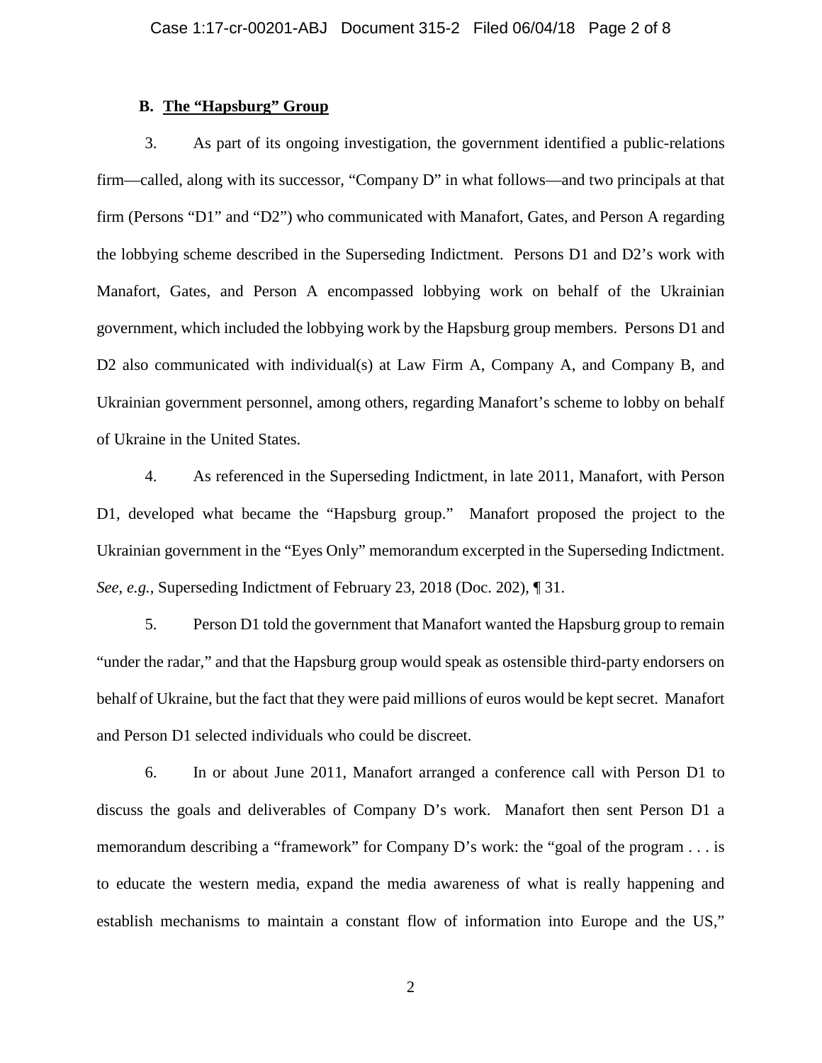### B. The "Hapsburg" Group

3. As part of its ongoing investigation, the government identified a public-relations firm—called, along with its successor, "Company D" in what follows—and two principals at that firm (Persons "D1" and "D2") who communicated with Manafort, Gates, and Person A regarding the lobbying scheme described in the Superseding Indictment. Persons D1 and D2's work with Manafort, Gates, and Person A encompassed lobbying work on behalf of the Ukrainian government, which included the lobbying work by the Hapsburg group members. Persons D1 and D2 also communicated with individual(s) at Law Firm A, Company A, and Company B, and Ukrainian government personnel, among others, regarding Manafort's scheme to lobby on behalf of Ukraine in the United States.

4. As referenced in the Superseding Indictment, in late 2011, Manafort, with Person D1, developed what became the "Hapsburg group." Manafort proposed the project to the Ukrainian government in the "Eyes Only" memorandum excerpted in the Superseding Indictment. *See, e.g.*, Superseding Indictment of February 23, 2018 (Doc. 202), ¶ 31.

5. Person D1 told the government that Manafort wanted the Hapsburg group to remain "under the radar," and that the Hapsburg group would speak as ostensible third-party endorsers on behalf of Ukraine, but the fact that they were paid millions of euros would be kept secret. Manafort and Person D1 selected individuals who could be discreet.

6. In or about June 2011, Manafort arranged a conference call with Person D1 to discuss the goals and deliverables of Company D's work. Manafort then sent Person D1 a memorandum describing a "framework" for Company D's work: the "goal of the program . . . is to educate the western media, expand the media awareness of what is really happening and establish mechanisms to maintain a constant flow of information into Europe and the US,"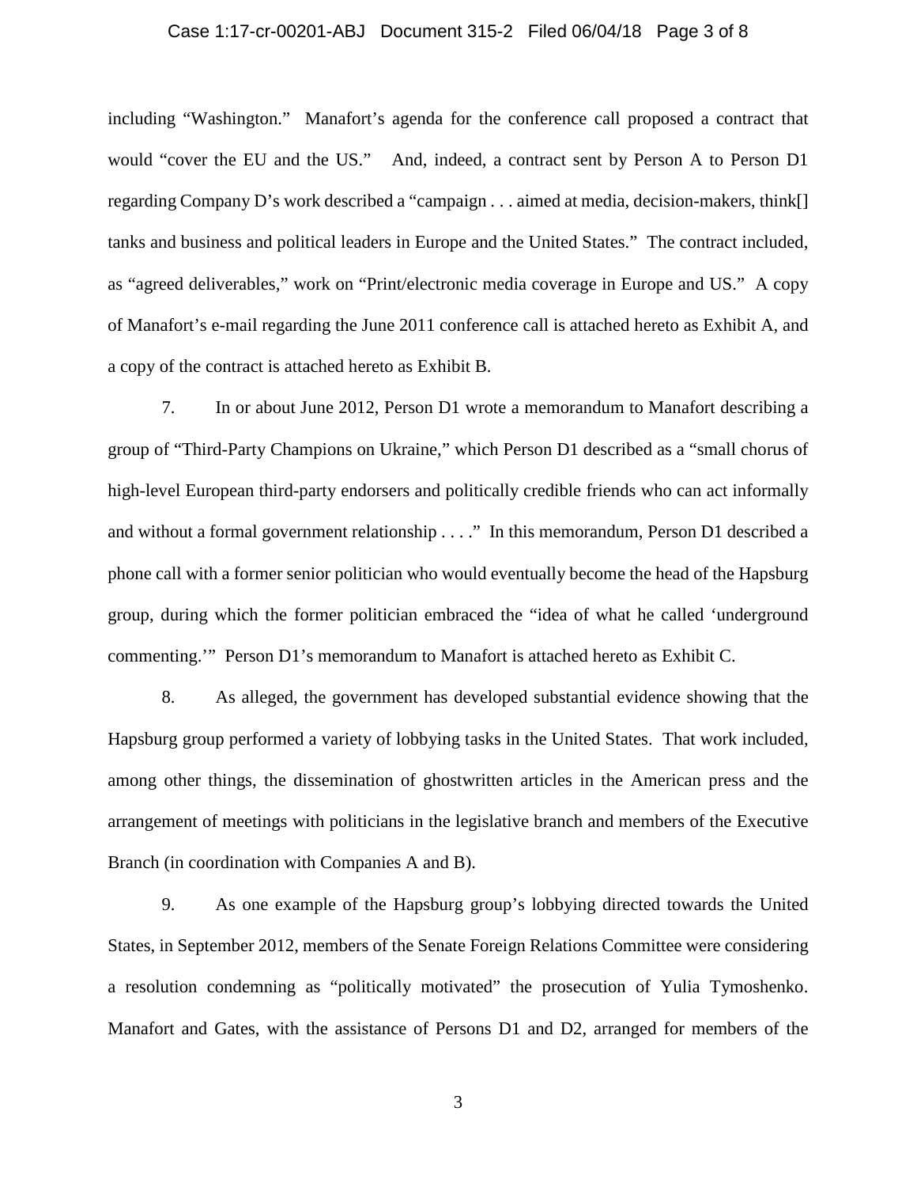including "Washington." Manafort's agenda for the conference call proposed a contract that would "cover the EU and the US." And, indeed, a contract sent by Person A to Person D1 regarding Company D's work described a "campaign . . . aimed at media, decision-makers, think[] tanks and business and political leaders in Europe and the United States." The contract included, as "agreed deliverables," work on "Print/electronic media coverage in Europe and US." A copy of Manafort's e-mail regarding the June 2011 conference call is attached hereto as Exhibit A, and a copy of the contract is attached hereto as Exhibit B.

7. In or about June 2012, Person D1 wrote a memorandum to Manafort describing a group of "Third-Party Champions on Ukraine," which Person D1 described as a "small chorus of high-level European third-party endorsers and politically credible friends who can act informally and without a formal government relationship . . . ." In this memorandum, Person D1 described a phone call with a former senior politician who would eventually become the head of the Hapsburg group, during which the former politician embraced the "idea of what he called 'underground commenting.'" Person D1's memorandum to Manafort is attached hereto as Exhibit C.

8. As alleged, the government has developed substantial evidence showing that the Hapsburg group performed a variety of lobbying tasks in the United States. That work included, among other things, the dissemination of ghostwritten articles in the American press and the arrangement of meetings with politicians in the legislative branch and members of the Executive Branch (in coordination with Companies A and B).

9. As one example of the Hapsburg group's lobbying directed towards the United States, in September 2012, members of the Senate Foreign Relations Committee were considering a resolution condemning as "politically motivated" the prosecution of Yulia Tymoshenko. Manafort and Gates, with the assistance of Persons D1 and D2, arranged for members of the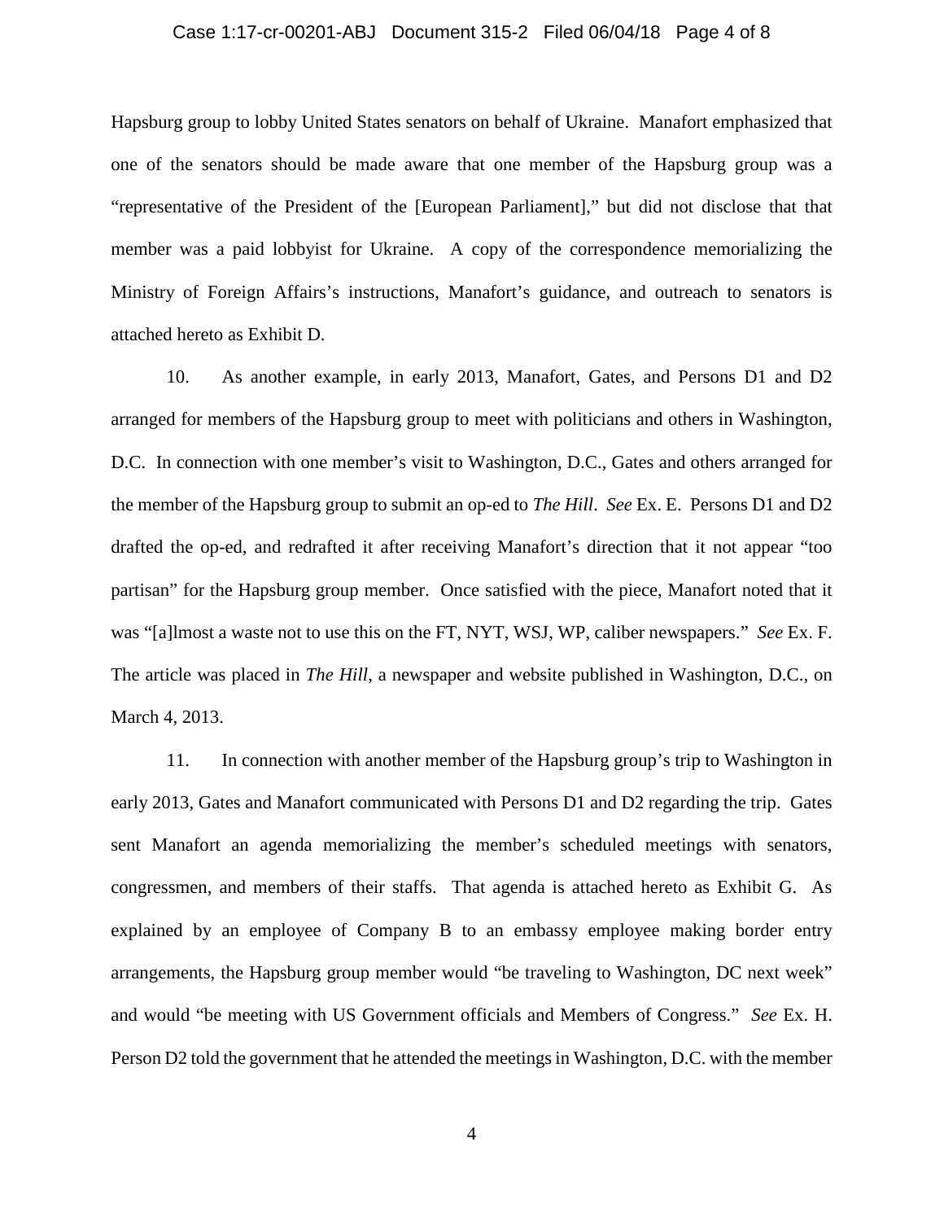Hapsburg group to lobby United States senators on behalf of Ukraine. Manafort emphasized that one of the senators should be made aware that one member of the Hapsburg group was a "representative of the President of the [European Parliament]," but did not disclose that that member was a paid lobbyist for Ukraine. A copy of the correspondence memorializing the Ministry of Foreign Affairs's instructions, Manafort's guidance, and outreach to senators is attached hereto as Exhibit D.

10. As another example, in early 2013, Manafort, Gates, and Persons D1 and D2 arranged for members of the Hapsburg group to meet with politicians and others in Washington, D.C. In connection with one member's visit to Washington, D.C., Gates and others arranged for the member of the Hapsburg group to submit an op-ed to *The Hill*. *See* Ex. E. Persons D1 and D2 drafted the op-ed, and redrafted it after receiving Manafort's direction that it not appear "too partisan" for the Hapsburg group member. Once satisfied with the piece, Manafort noted that it was "[a]lmost a waste not to use this on the FT, NYT, WSJ, WP, caliber newspapers." *See* Ex. F. The article was placed in *The Hill*, a newspaper and website published in Washington, D.C., on March 4, 2013.

11. In connection with another member of the Hapsburg group's trip to Washington in early 2013, Gates and Manafort communicated with Persons D1 and D2 regarding the trip. Gates sent Manafort an agenda memorializing the member's scheduled meetings with senators, congressmen, and members of their staffs. That agenda is attached hereto as Exhibit G. As explained by an employee of Company B to an embassy employee making border entry arrangements, the Hapsburg group member would "be traveling to Washington, DC next week" and would "be meeting with US Government officials and Members of Congress." *See* Ex. H. Person D2 told the government that he attended the meetings in Washington, D.C. with the member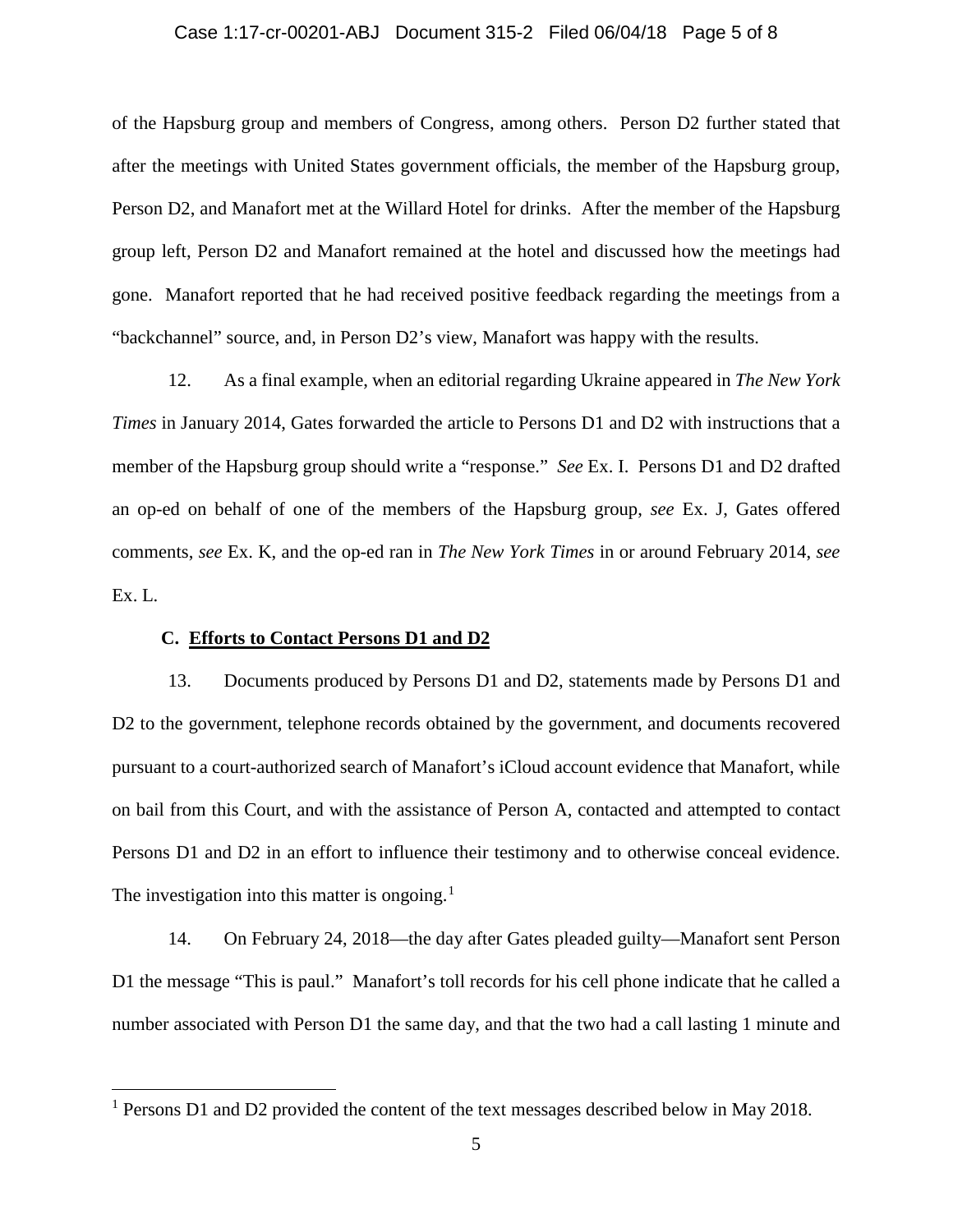of the Hapsburg group and members of Congress, among others. Person D2 further stated that after the meetings with United States government officials, the member of the Hapsburg group, Person D2, and Manafort met at the Willard Hotel for drinks. After the member of the Hapsburg group left, Person D2 and Manafort remained at the hotel and discussed how the meetings had gone. Manafort reported that he had received positive feedback regarding the meetings from a "backchannel" source, and, in Person D2's view, Manafort was happy with the results.

12. As a final example, when an editorial regarding Ukraine appeared in *The New York Times* in January 2014, Gates forwarded the article to Persons D1 and D2 with instructions that a member of the Hapsburg group should write a "response." *See* Ex. I. Persons D1 and D2 drafted an op-ed on behalf of one of the members of the Hapsburg group, *see* Ex. J, Gates offered comments, *see* Ex. K, and the op-ed ran in *The New York Times* in or around February 2014, *see* Ex. L.

### C. Efforts to Contact Persons D1 and D2

13. Documents produced by Persons D1 and D2, statements made by Persons D1 and D2 to the government, telephone records obtained by the government, and documents recovered pursuant to a court-authorized search of Manafort's iCloud account evidence that Manafort, while on bail from this Court, and with the assistance of Person A, contacted and attempted to contact Persons D1 and D2 in an effort to influence their testimony and to otherwise conceal evidence. The investigation into this matter is ongoing.[1]

14. On February 24, 2018—the day after Gates pleaded guilty—Manafort sent Person D1 the message "This is paul." Manafort's toll records for his cell phone indicate that he called a number associated with Person D1 the same day, and that the two had a call lasting 1 minute and

[1] Persons D1 and D2 provided the content of the text messages described below in May 2018.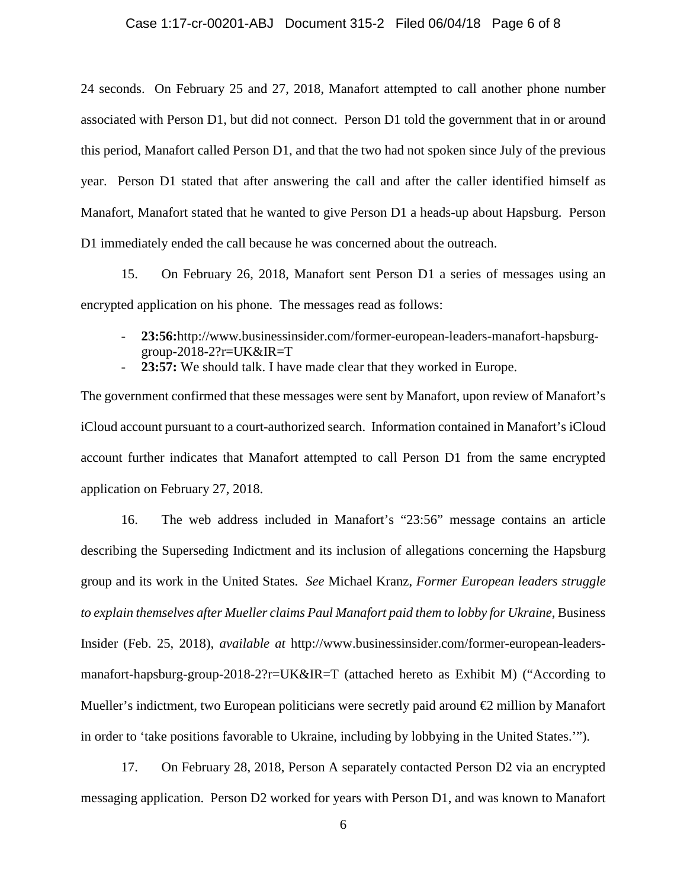24 seconds. On February 25 and 27, 2018, Manafort attempted to call another phone number associated with Person D1, but did not connect. Person D1 told the government that in or around this period, Manafort called Person D1, and that the two had not spoken since July of the previous year. Person D1 stated that after answering the call and after the caller identified himself as Manafort, Manafort stated that he wanted to give Person D1 a heads-up about Hapsburg. Person D1 immediately ended the call because he was concerned about the outreach.

15. On February 26, 2018, Manafort sent Person D1 a series of messages using an encrypted application on his phone. The messages read as follows:

- **23:56:**http://www.businessinsider.com/former-european-leaders-manafort-hapsburg-group-2018-2?r=UK&IR=T
- **23:57:** We should talk. I have made clear that they worked in Europe.

The government confirmed that these messages were sent by Manafort, upon review of Manafort's iCloud account pursuant to a court-authorized search. Information contained in Manafort's iCloud account further indicates that Manafort attempted to call Person D1 from the same encrypted application on February 27, 2018.

16. The web address included in Manafort's "23:56" message contains an article describing the Superseding Indictment and its inclusion of allegations concerning the Hapsburg group and its work in the United States. *See* Michael Kranz, *Former European leaders struggle to explain themselves after Mueller claims Paul Manafort paid them to lobby for Ukraine*, Business Insider (Feb. 25, 2018), *available at* http://www.businessinsider.com/former-european-leaders-manafort-hapsburg-group-2018-2?r=UK&IR=T (attached hereto as Exhibit M) ("According to Mueller's indictment, two European politicians were secretly paid around €2 million by Manafort in order to 'take positions favorable to Ukraine, including by lobbying in the United States.'").

17. On February 28, 2018, Person A separately contacted Person D2 via an encrypted messaging application. Person D2 worked for years with Person D1, and was known to Manafort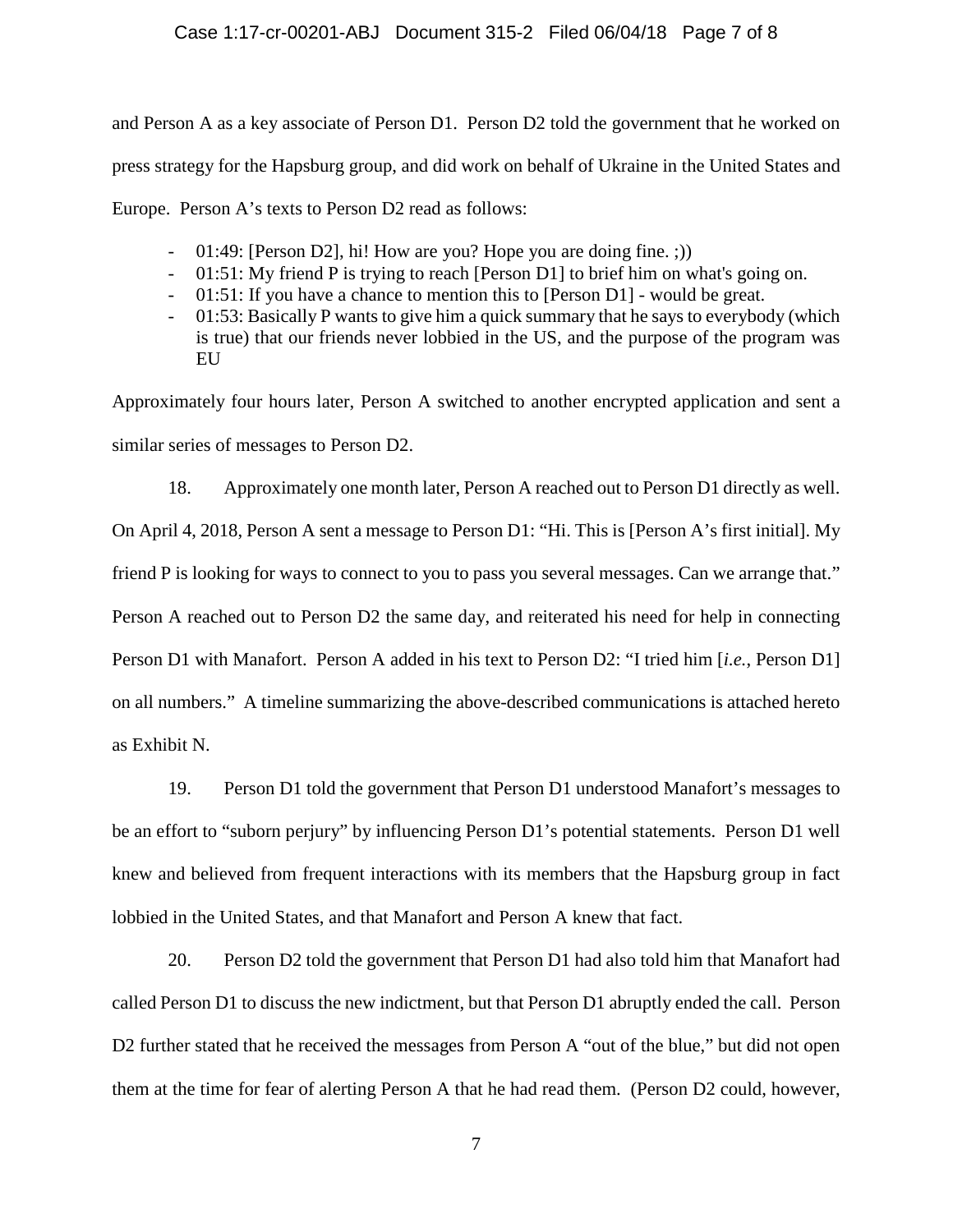and Person A as a key associate of Person D1. Person D2 told the government that he worked on press strategy for the Hapsburg group, and did work on behalf of Ukraine in the United States and Europe. Person A's texts to Person D2 read as follows:

- 01:49: [Person D2], hi! How are you? Hope you are doing fine. ;))
- 01:51: My friend P is trying to reach [Person D1] to brief him on what's going on.
- 01:51: If you have a chance to mention this to [Person D1] - would be great.
- 01:53: Basically P wants to give him a quick summary that he says to everybody (which is true) that our friends never lobbied in the US, and the purpose of the program was EU

Approximately four hours later, Person A switched to another encrypted application and sent a similar series of messages to Person D2.

18. Approximately one month later, Person A reached out to Person D1 directly as well. On April 4, 2018, Person A sent a message to Person D1: "Hi. This is [Person A's first initial]. My friend P is looking for ways to connect to you to pass you several messages. Can we arrange that." Person A reached out to Person D2 the same day, and reiterated his need for help in connecting Person D1 with Manafort. Person A added in his text to Person D2: "I tried him [*i.e.*, Person D1] on all numbers." A timeline summarizing the above-described communications is attached hereto as Exhibit N.

19. Person D1 told the government that Person D1 understood Manafort's messages to be an effort to "suborn perjury" by influencing Person D1's potential statements. Person D1 well knew and believed from frequent interactions with its members that the Hapsburg group in fact lobbied in the United States, and that Manafort and Person A knew that fact.

20. Person D2 told the government that Person D1 had also told him that Manafort had called Person D1 to discuss the new indictment, but that Person D1 abruptly ended the call. Person D2 further stated that he received the messages from Person A "out of the blue," but did not open them at the time for fear of alerting Person A that he had read them. (Person D2 could, however,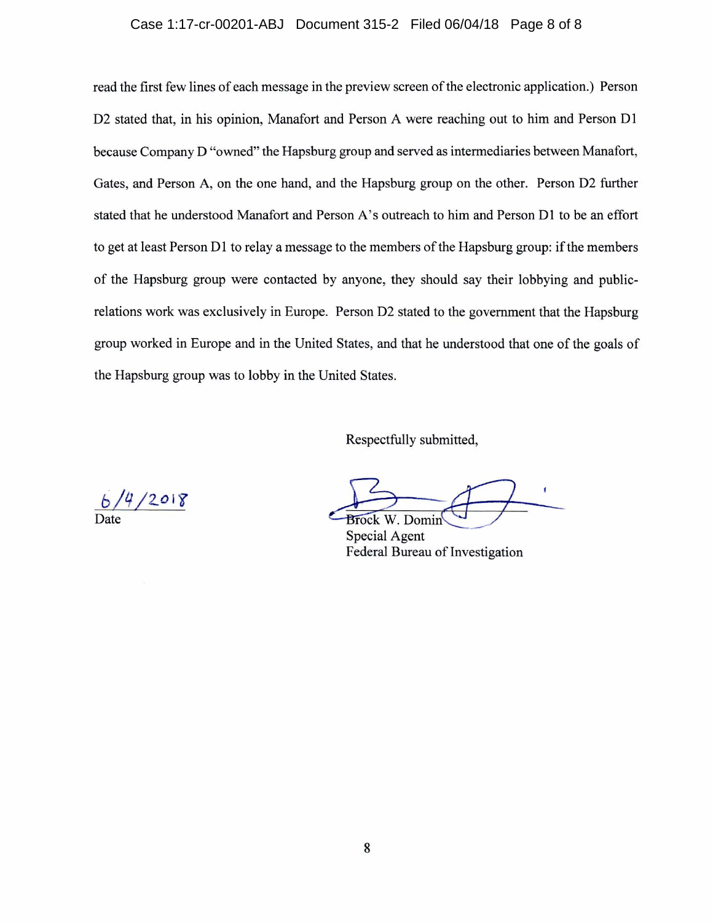read the first few lines of each message in the preview screen of the electronic application.) Person D2 stated that, in his opinion, Manafort and Person A were reaching out to him and Person D1 because Company D "owned" the Hapsburg group and served as intermediaries between Manafort, Gates, and Person A, on the one hand, and the Hapsburg group on the other. Person D2 further stated that he understood Manafort and Person A's outreach to him and Person D1 to be an effort to get at least Person D1 to relay a message to the members of the Hapsburg group: if the members of the Hapsburg group were contacted by anyone, they should say their lobbying and public-relations work was exclusively in Europe. Person D2 stated to the government that the Hapsburg group worked in Europe and in the United States, and that he understood that one of the goals of the Hapsburg group was to lobby in the United States.

Respectfully submitted,

6/4/2018
Date

Brock W. Domin
Special Agent
Federal Bureau of Investigation